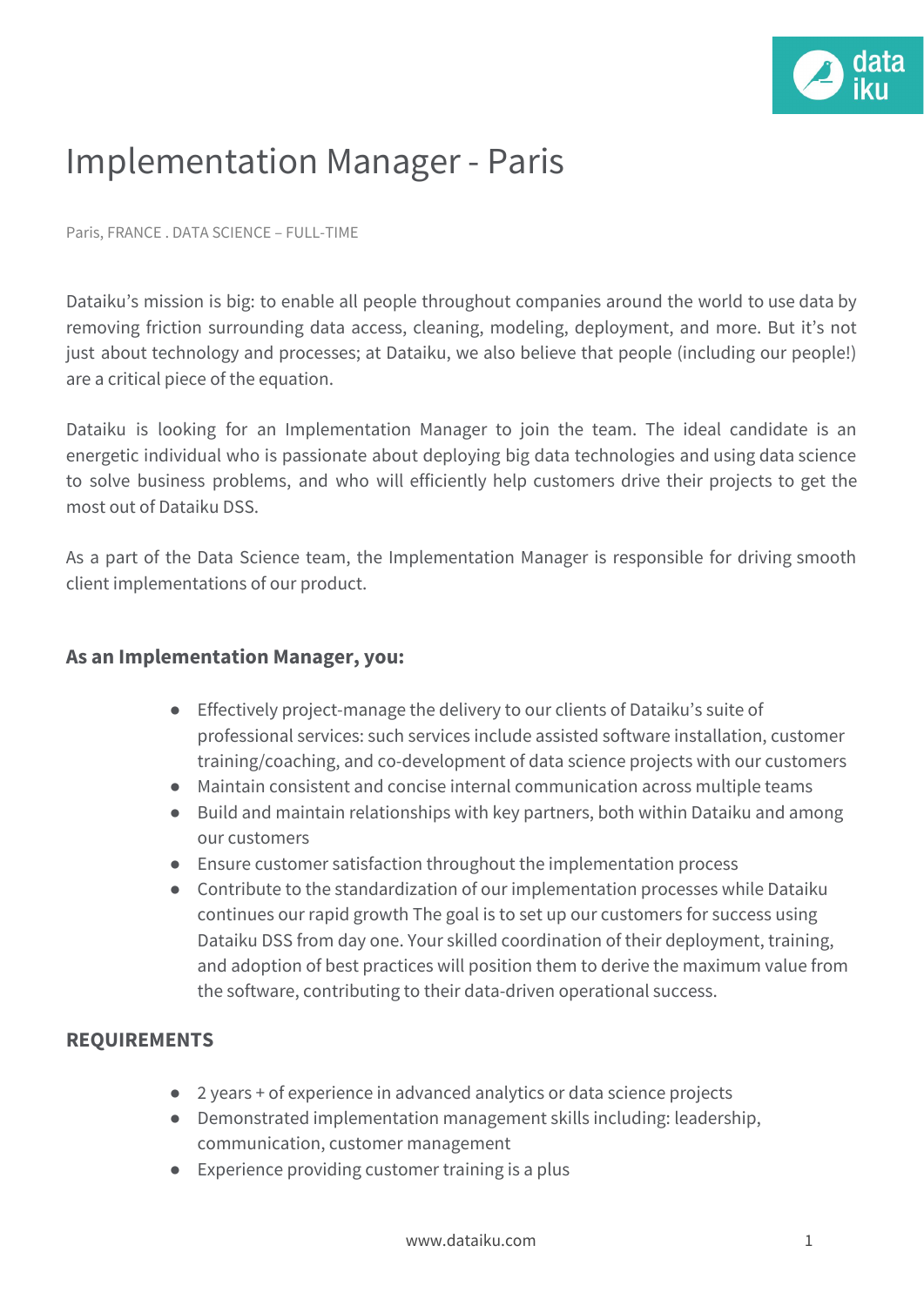# Implementation Manager - Paris

Paris, FRANCE . DATA SCIENCE – FULL-TIME

Dataiku's mission is big: to enable all people throughout companies around the world to use data by removing friction surrounding data access, cleaning, modeling, deployment, and more. But it's not just about technology and processes; at Dataiku, we also believe that people (including our people!) are a critical piece of the equation.

Dataiku is looking for an Implementation Manager to join the team. The ideal candidate is an energetic individual who is passionate about deploying big data technologies and using data science to solve business problems, and who will efficiently help customers drive their projects to get the most out of Dataiku DSS.

As a part of the Data Science team, the Implementation Manager is responsible for driving smooth client implementations of our product.

### As an Implementation Manager, you:

- Effectively project-manage the delivery to our clients of Dataiku's suite of professional services: such services include assisted software installation, customer training/coaching, and co-development of data science projects with our customers
- Maintain consistent and concise internal communication across multiple teams
- Build and maintain relationships with key partners, both within Dataiku and among our customers
- Ensure customer satisfaction throughout the implementation process
- Contribute to the standardization of our implementation processes while Dataiku continues our rapid growth The goal is to set up our customers for success using Dataiku DSS from day one. Your skilled coordination of their deployment, training, and adoption of best practices will position them to derive the maximum value from the software, contributing to their data-driven operational success.

### REQUIREMENTS

- 2 years + of experience in advanced analytics or data science projects
- Demonstrated implementation management skills including: leadership, communication, customer management
- Experience providing customer training is a plus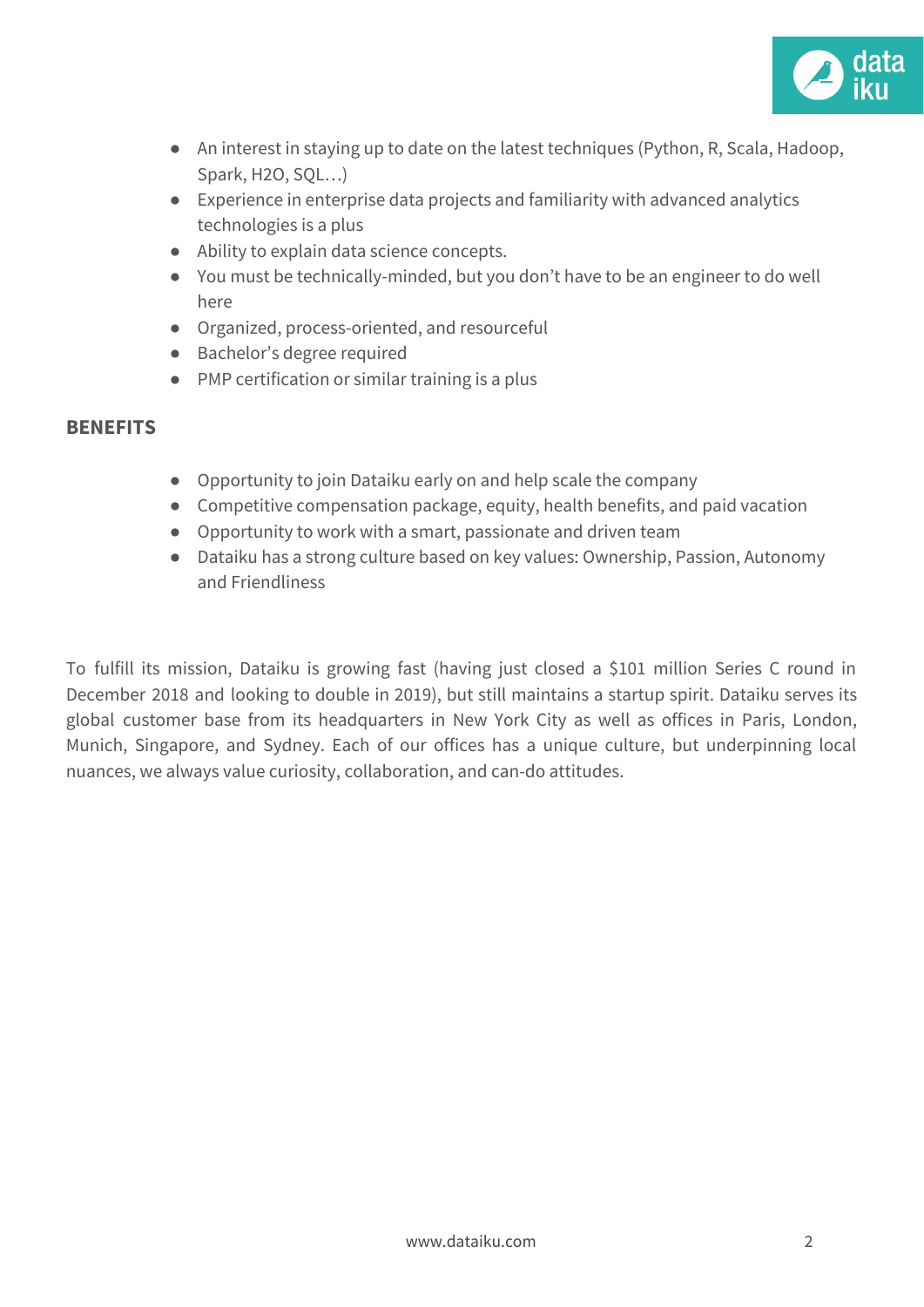- An interest in staying up to date on the latest techniques (Python, R, Scala, Hadoop, Spark, H2O, SQL…)
- Experience in enterprise data projects and familiarity with advanced analytics technologies is a plus
- Ability to explain data science concepts.
- You must be technically-minded, but you don't have to be an engineer to do well here
- Organized, process-oriented, and resourceful
- Bachelor's degree required
- PMP certification or similar training is a plus

## BENEFITS

- Opportunity to join Dataiku early on and help scale the company
- Competitive compensation package, equity, health benefits, and paid vacation
- Opportunity to work with a smart, passionate and driven team
- Dataiku has a strong culture based on key values: Ownership, Passion, Autonomy and Friendliness

To fulfill its mission, Dataiku is growing fast (having just closed a $101 million Series C round in December 2018 and looking to double in 2019), but still maintains a startup spirit. Dataiku serves its global customer base from its headquarters in New York City as well as offices in Paris, London, Munich, Singapore, and Sydney. Each of our offices has a unique culture, but underpinning local nuances, we always value curiosity, collaboration, and can-do attitudes.